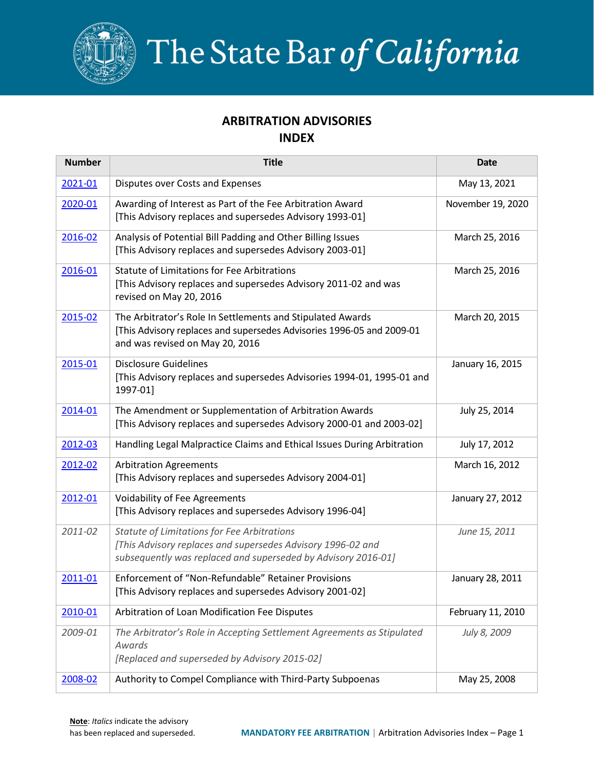# The State Bar of California

## ARBITRATION ADVISORIES INDEX

| Number | Title | Date |
|---|---|---|
| 2021-01 | Disputes over Costs and Expenses | May 13, 2021 |
| 2020-01 | Awarding of Interest as Part of the Fee Arbitration Award [This Advisory replaces and supersedes Advisory 1993-01] | November 19, 2020 |
| 2016-02 | Analysis of Potential Bill Padding and Other Billing Issues [This Advisory replaces and supersedes Advisory 2003-01] | March 25, 2016 |
| 2016-01 | Statute of Limitations for Fee Arbitrations [This Advisory replaces and supersedes Advisory 2011-02 and was revised on May 20, 2016 | March 25, 2016 |
| 2015-02 | The Arbitrator's Role In Settlements and Stipulated Awards [This Advisory replaces and supersedes Advisories 1996-05 and 2009-01 and was revised on May 20, 2016 | March 20, 2015 |
| 2015-01 | Disclosure Guidelines [This Advisory replaces and supersedes Advisories 1994-01, 1995-01 and 1997-01] | January 16, 2015 |
| 2014-01 | The Amendment or Supplementation of Arbitration Awards [This Advisory replaces and supersedes Advisory 2000-01 and 2003-02] | July 25, 2014 |
| 2012-03 | Handling Legal Malpractice Claims and Ethical Issues During Arbitration | July 17, 2012 |
| 2012-02 | Arbitration Agreements [This Advisory replaces and supersedes Advisory 2004-01] | March 16, 2012 |
| 2012-01 | Voidability of Fee Agreements [This Advisory replaces and supersedes Advisory 1996-04] | January 27, 2012 |
| *2011-02* | *Statute of Limitations for Fee Arbitrations [This Advisory replaces and supersedes Advisory 1996-02 and subsequently was replaced and superseded by Advisory 2016-01]* | *June 15, 2011* |
| 2011-01 | Enforcement of "Non-Refundable" Retainer Provisions [This Advisory replaces and supersedes Advisory 2001-02] | January 28, 2011 |
| 2010-01 | Arbitration of Loan Modification Fee Disputes | February 11, 2010 |
| *2009-01* | *The Arbitrator's Role in Accepting Settlement Agreements as Stipulated Awards [Replaced and superseded by Advisory 2015-02]* | *July 8, 2009* |
| 2008-02 | Authority to Compel Compliance with Third-Party Subpoenas | May 25, 2008 |

**Note**: *Italics* indicate the advisory has been replaced and superseded.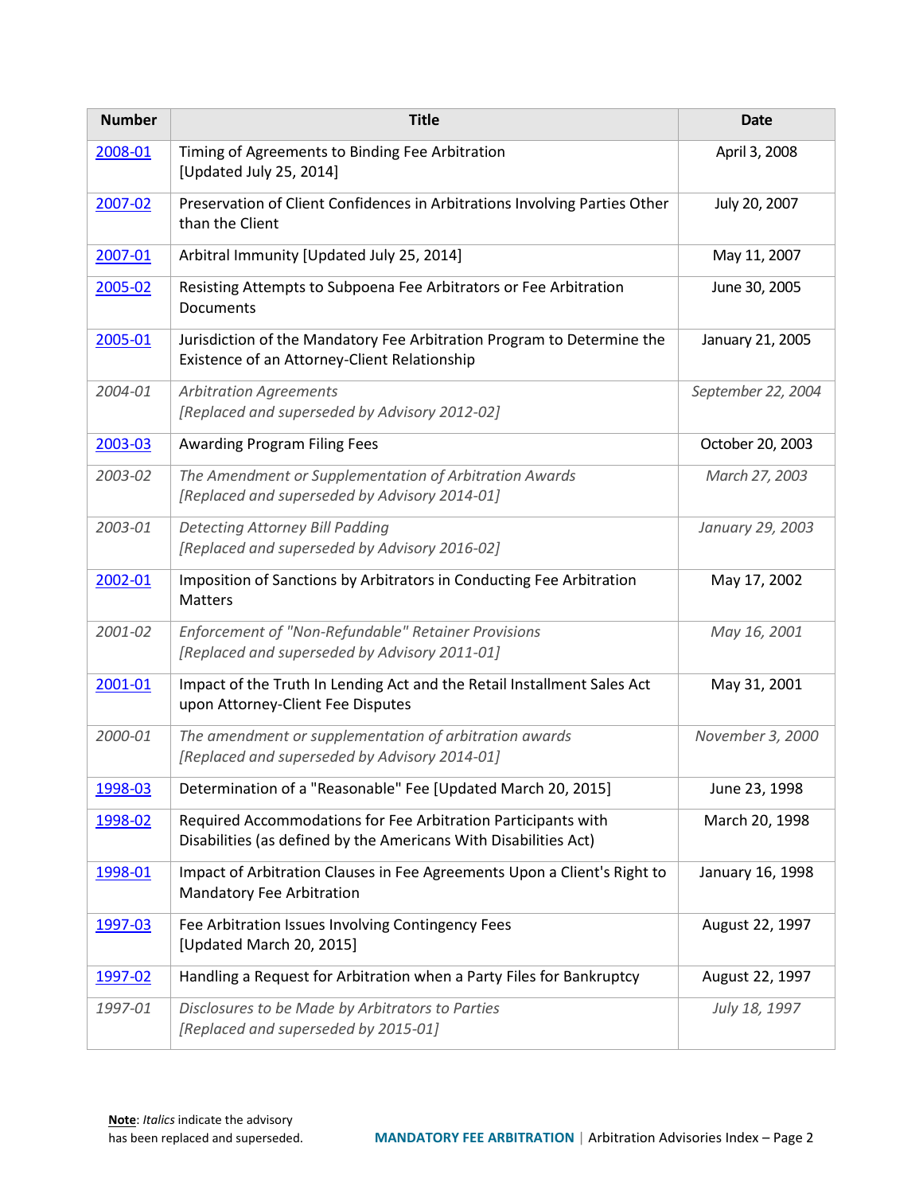| Number | Title | Date |
|---|---|---|
| 2008-01 | Timing of Agreements to Binding Fee Arbitration [Updated July 25, 2014] | April 3, 2008 |
| 2007-02 | Preservation of Client Confidences in Arbitrations Involving Parties Other than the Client | July 20, 2007 |
| 2007-01 | Arbitral Immunity [Updated July 25, 2014] | May 11, 2007 |
| 2005-02 | Resisting Attempts to Subpoena Fee Arbitrators or Fee Arbitration Documents | June 30, 2005 |
| 2005-01 | Jurisdiction of the Mandatory Fee Arbitration Program to Determine the Existence of an Attorney-Client Relationship | January 21, 2005 |
| *2004-01* | *Arbitration Agreements [Replaced and superseded by Advisory 2012-02]* | *September 22, 2004* |
| 2003-03 | Awarding Program Filing Fees | October 20, 2003 |
| *2003-02* | *The Amendment or Supplementation of Arbitration Awards [Replaced and superseded by Advisory 2014-01]* | *March 27, 2003* |
| *2003-01* | *Detecting Attorney Bill Padding [Replaced and superseded by Advisory 2016-02]* | *January 29, 2003* |
| 2002-01 | Imposition of Sanctions by Arbitrators in Conducting Fee Arbitration Matters | May 17, 2002 |
| *2001-02* | *Enforcement of "Non-Refundable" Retainer Provisions [Replaced and superseded by Advisory 2011-01]* | *May 16, 2001* |
| 2001-01 | Impact of the Truth In Lending Act and the Retail Installment Sales Act upon Attorney-Client Fee Disputes | May 31, 2001 |
| *2000-01* | *The amendment or supplementation of arbitration awards [Replaced and superseded by Advisory 2014-01]* | *November 3, 2000* |
| 1998-03 | Determination of a "Reasonable" Fee [Updated March 20, 2015] | June 23, 1998 |
| 1998-02 | Required Accommodations for Fee Arbitration Participants with Disabilities (as defined by the Americans With Disabilities Act) | March 20, 1998 |
| 1998-01 | Impact of Arbitration Clauses in Fee Agreements Upon a Client's Right to Mandatory Fee Arbitration | January 16, 1998 |
| 1997-03 | Fee Arbitration Issues Involving Contingency Fees [Updated March 20, 2015] | August 22, 1997 |
| 1997-02 | Handling a Request for Arbitration when a Party Files for Bankruptcy | August 22, 1997 |
| *1997-01* | *Disclosures to be Made by Arbitrators to Parties [Replaced and superseded by 2015-01]* | *July 18, 1997* |

**Note**: *Italics* indicate the advisory has been replaced and superseded.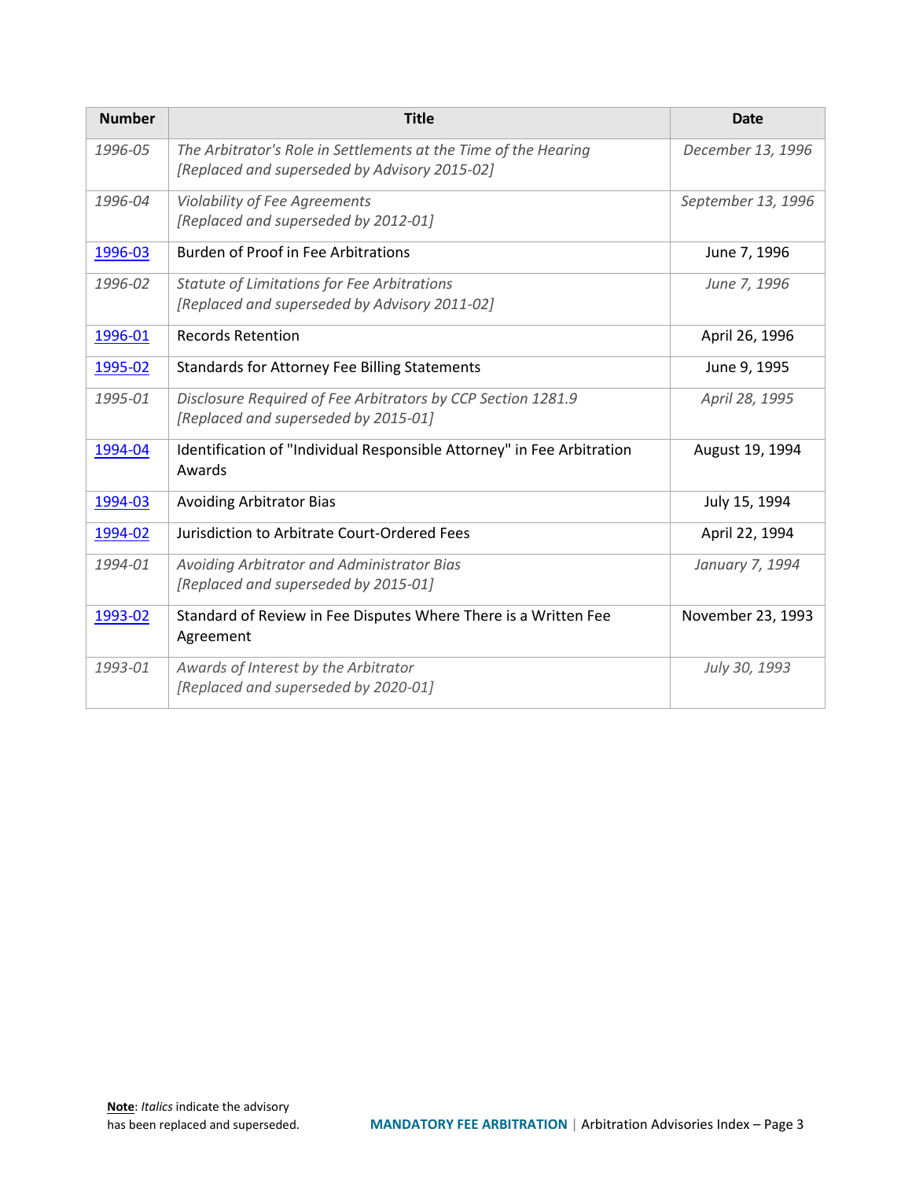| Number | Title | Date |
|---|---|---|
| *1996-05* | *The Arbitrator's Role in Settlements at the Time of the Hearing [Replaced and superseded by Advisory 2015-02]* | *December 13, 1996* |
| *1996-04* | *Violability of Fee Agreements [Replaced and superseded by 2012-01]* | *September 13, 1996* |
| 1996-03 | Burden of Proof in Fee Arbitrations | June 7, 1996 |
| *1996-02* | *Statute of Limitations for Fee Arbitrations [Replaced and superseded by Advisory 2011-02]* | *June 7, 1996* |
| 1996-01 | Records Retention | April 26, 1996 |
| 1995-02 | Standards for Attorney Fee Billing Statements | June 9, 1995 |
| *1995-01* | *Disclosure Required of Fee Arbitrators by CCP Section 1281.9 [Replaced and superseded by 2015-01]* | *April 28, 1995* |
| 1994-04 | Identification of "Individual Responsible Attorney" in Fee Arbitration Awards | August 19, 1994 |
| 1994-03 | Avoiding Arbitrator Bias | July 15, 1994 |
| 1994-02 | Jurisdiction to Arbitrate Court-Ordered Fees | April 22, 1994 |
| *1994-01* | *Avoiding Arbitrator and Administrator Bias [Replaced and superseded by 2015-01]* | *January 7, 1994* |
| 1993-02 | Standard of Review in Fee Disputes Where There is a Written Fee Agreement | November 23, 1993 |
| *1993-01* | *Awards of Interest by the Arbitrator [Replaced and superseded by 2020-01]* | *July 30, 1993* |

**Note**: *Italics* indicate the advisory has been replaced and superseded.